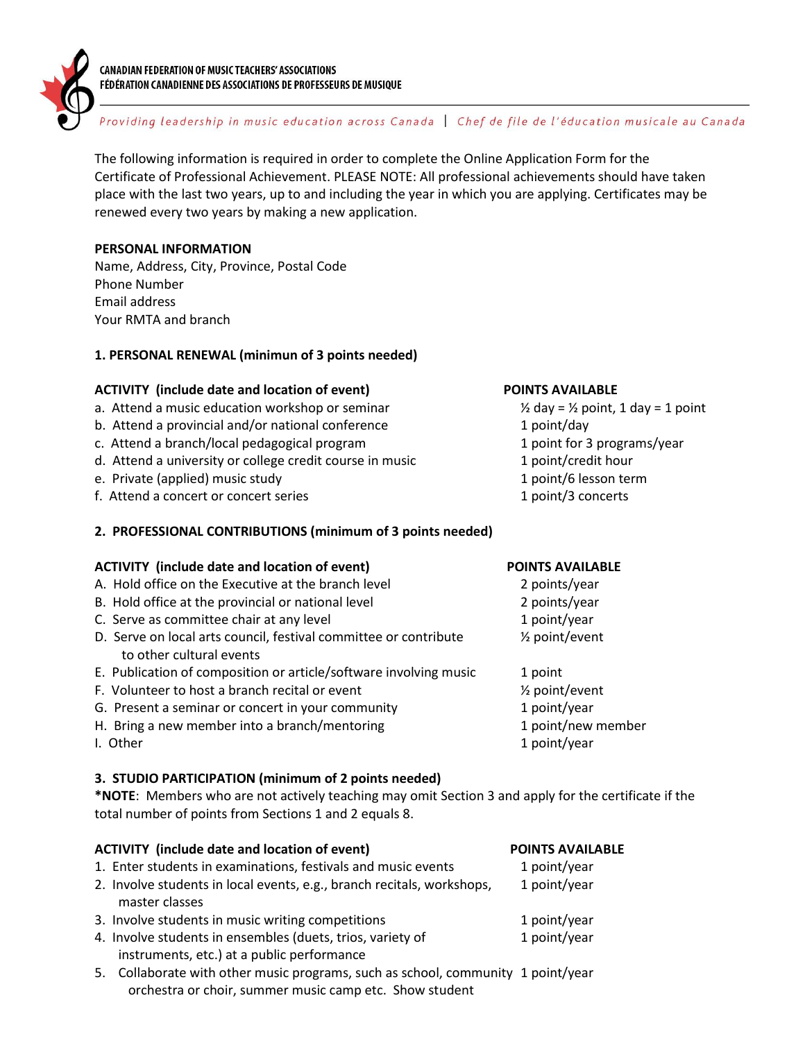CANADIAN FEDERATION OF MUSIC TEACHERS' ASSOCIATIONS
FÉDÉRATION CANADIENNE DES ASSOCIATIONS DE PROFESSEURS DE MUSIQUE

*Providing leadership in music education across Canada | Chef de file de l'éducation musicale au Canada*

The following information is required in order to complete the Online Application Form for the Certificate of Professional Achievement. PLEASE NOTE: All professional achievements should have taken place with the last two years, up to and including the year in which you are applying. Certificates may be renewed every two years by making a new application.

**PERSONAL INFORMATION**
Name, Address, City, Province, Postal Code
Phone Number
Email address
Your RMTA and branch

**1. PERSONAL RENEWAL (minimun of 3 points needed)**

| ACTIVITY (include date and location of event) | POINTS AVAILABLE |
|---|---|
| a. Attend a music education workshop or seminar | ½ day = ½ point, 1 day = 1 point |
| b. Attend a provincial and/or national conference | 1 point/day |
| c. Attend a branch/local pedagogical program | 1 point for 3 programs/year |
| d. Attend a university or college credit course in music | 1 point/credit hour |
| e. Private (applied) music study | 1 point/6 lesson term |
| f. Attend a concert or concert series | 1 point/3 concerts |

**2. PROFESSIONAL CONTRIBUTIONS (minimum of 3 points needed)**

| ACTIVITY (include date and location of event) | POINTS AVAILABLE |
|---|---|
| A. Hold office on the Executive at the branch level | 2 points/year |
| B. Hold office at the provincial or national level | 2 points/year |
| C. Serve as committee chair at any level | 1 point/year |
| D. Serve on local arts council, festival committee or contribute to other cultural events | ½ point/event |
| E. Publication of composition or article/software involving music | 1 point |
| F. Volunteer to host a branch recital or event | ½ point/event |
| G. Present a seminar or concert in your community | 1 point/year |
| H. Bring a new member into a branch/mentoring | 1 point/new member |
| I. Other | 1 point/year |

**3. STUDIO PARTICIPATION (minimum of 2 points needed)**
***NOTE**: Members who are not actively teaching may omit Section 3 and apply for the certificate if the total number of points from Sections 1 and 2 equals 8.

| ACTIVITY (include date and location of event) | POINTS AVAILABLE |
|---|---|
| 1. Enter students in examinations, festivals and music events | 1 point/year |
| 2. Involve students in local events, e.g., branch recitals, workshops, master classes | 1 point/year |
| 3. Involve students in music writing competitions | 1 point/year |
| 4. Involve students in ensembles (duets, trios, variety of instruments, etc.) at a public performance | 1 point/year |
| 5. Collaborate with other music programs, such as school, community orchestra or choir, summer music camp etc. Show student | 1 point/year |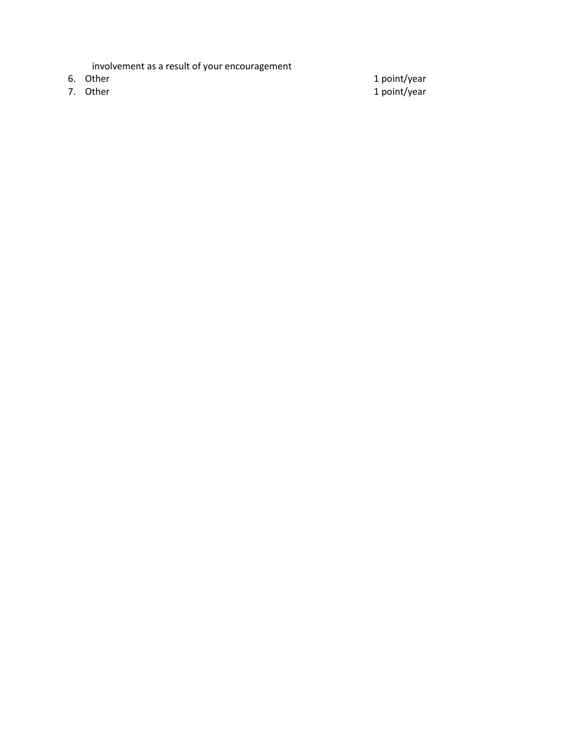involvement as a result of your encouragement

6. Other 1 point/year
7. Other 1 point/year